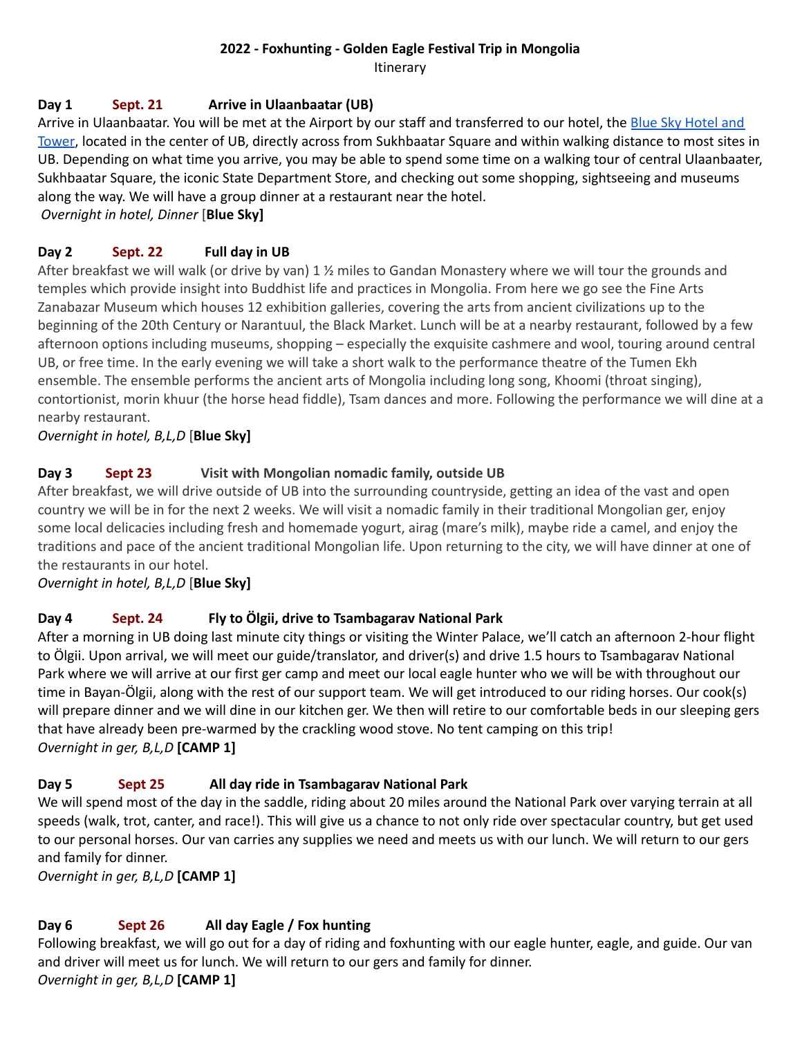# 2022 - Foxhunting - Golden Eagle Festival Trip in Mongolia

Itinerary

### Day 1 Sept. 21 Arrive in Ulaanbaatar (UB)

Arrive in Ulaanbaatar. You will be met at the Airport by our staff and transferred to our hotel, the Blue Sky Hotel and Tower, located in the center of UB, directly across from Sukhbaatar Square and within walking distance to most sites in UB. Depending on what time you arrive, you may be able to spend some time on a walking tour of central Ulaanbaater, Sukhbaatar Square, the iconic State Department Store, and checking out some shopping, sightseeing and museums along the way. We will have a group dinner at a restaurant near the hotel.

*Overnight in hotel, Dinner* [**Blue Sky]**

### Day 2 Sept. 22 Full day in UB

After breakfast we will walk (or drive by van) 1 ½ miles to Gandan Monastery where we will tour the grounds and temples which provide insight into Buddhist life and practices in Mongolia. From here we go see the Fine Arts Zanabazar Museum which houses 12 exhibition galleries, covering the arts from ancient civilizations up to the beginning of the 20th Century or Narantuul, the Black Market. Lunch will be at a nearby restaurant, followed by a few afternoon options including museums, shopping – especially the exquisite cashmere and wool, touring around central UB, or free time. In the early evening we will take a short walk to the performance theatre of the Tumen Ekh ensemble. The ensemble performs the ancient arts of Mongolia including long song, Khoomi (throat singing), contortionist, morin khuur (the horse head fiddle), Tsam dances and more. Following the performance we will dine at a nearby restaurant.

*Overnight in hotel, B,L,D* [**Blue Sky]**

### Day 3 Sept 23 Visit with Mongolian nomadic family, outside UB

After breakfast, we will drive outside of UB into the surrounding countryside, getting an idea of the vast and open country we will be in for the next 2 weeks. We will visit a nomadic family in their traditional Mongolian ger, enjoy some local delicacies including fresh and homemade yogurt, airag (mare's milk), maybe ride a camel, and enjoy the traditions and pace of the ancient traditional Mongolian life. Upon returning to the city, we will have dinner at one of the restaurants in our hotel.

*Overnight in hotel, B,L,D* [**Blue Sky]**

### Day 4 Sept. 24 Fly to Ölgii, drive to Tsambagarav National Park

After a morning in UB doing last minute city things or visiting the Winter Palace, we'll catch an afternoon 2-hour flight to Ölgii. Upon arrival, we will meet our guide/translator, and driver(s) and drive 1.5 hours to Tsambagarav National Park where we will arrive at our first ger camp and meet our local eagle hunter who we will be with throughout our time in Bayan-Ölgii, along with the rest of our support team. We will get introduced to our riding horses. Our cook(s) will prepare dinner and we will dine in our kitchen ger. We then will retire to our comfortable beds in our sleeping gers that have already been pre-warmed by the crackling wood stove. No tent camping on this trip!

*Overnight in ger, B,L,D* **[CAMP 1]**

### Day 5 Sept 25 All day ride in Tsambagarav National Park

We will spend most of the day in the saddle, riding about 20 miles around the National Park over varying terrain at all speeds (walk, trot, canter, and race!). This will give us a chance to not only ride over spectacular country, but get used to our personal horses. Our van carries any supplies we need and meets us with our lunch. We will return to our gers and family for dinner.

*Overnight in ger, B,L,D* **[CAMP 1]**

### Day 6 Sept 26 All day Eagle / Fox hunting

Following breakfast, we will go out for a day of riding and foxhunting with our eagle hunter, eagle, and guide. Our van and driver will meet us for lunch. We will return to our gers and family for dinner.

*Overnight in ger, B,L,D* **[CAMP 1]**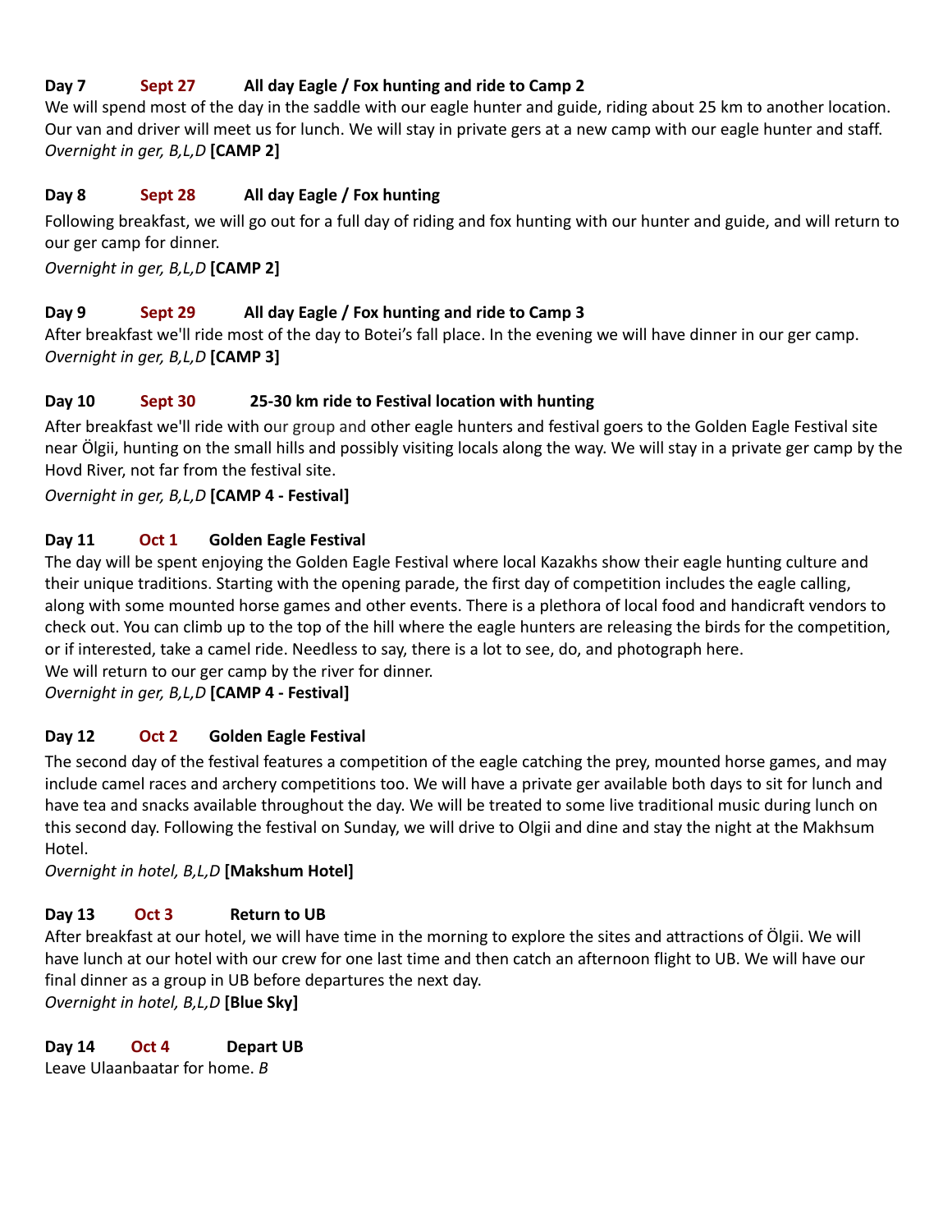**Day 7 Sept 27 All day Eagle / Fox hunting and ride to Camp 2**

We will spend most of the day in the saddle with our eagle hunter and guide, riding about 25 km to another location. Our van and driver will meet us for lunch. We will stay in private gers at a new camp with our eagle hunter and staff.
*Overnight in ger, B,L,D* **[CAMP 2]**

**Day 8 Sept 28 All day Eagle / Fox hunting**

Following breakfast, we will go out for a full day of riding and fox hunting with our hunter and guide, and will return to our ger camp for dinner.
*Overnight in ger, B,L,D* **[CAMP 2]**

**Day 9 Sept 29 All day Eagle / Fox hunting and ride to Camp 3**

After breakfast we'll ride most of the day to Botei's fall place. In the evening we will have dinner in our ger camp.
*Overnight in ger, B,L,D* **[CAMP 3]**

**Day 10 Sept 30 25-30 km ride to Festival location with hunting**

After breakfast we'll ride with our group and other eagle hunters and festival goers to the Golden Eagle Festival site near Ölgii, hunting on the small hills and possibly visiting locals along the way. We will stay in a private ger camp by the Hovd River, not far from the festival site.
*Overnight in ger, B,L,D* **[CAMP 4 - Festival]**

**Day 11 Oct 1 Golden Eagle Festival**

The day will be spent enjoying the Golden Eagle Festival where local Kazakhs show their eagle hunting culture and their unique traditions. Starting with the opening parade, the first day of competition includes the eagle calling, along with some mounted horse games and other events. There is a plethora of local food and handicraft vendors to check out. You can climb up to the top of the hill where the eagle hunters are releasing the birds for the competition, or if interested, take a camel ride. Needless to say, there is a lot to see, do, and photograph here.
We will return to our ger camp by the river for dinner.
*Overnight in ger, B,L,D* **[CAMP 4 - Festival]**

**Day 12 Oct 2 Golden Eagle Festival**

The second day of the festival features a competition of the eagle catching the prey, mounted horse games, and may include camel races and archery competitions too. We will have a private ger available both days to sit for lunch and have tea and snacks available throughout the day. We will be treated to some live traditional music during lunch on this second day. Following the festival on Sunday, we will drive to Olgii and dine and stay the night at the Makhsum Hotel.
*Overnight in hotel, B,L,D* **[Makshum Hotel]**

**Day 13 Oct 3 Return to UB**

After breakfast at our hotel, we will have time in the morning to explore the sites and attractions of Ölgii. We will have lunch at our hotel with our crew for one last time and then catch an afternoon flight to UB. We will have our final dinner as a group in UB before departures the next day.
*Overnight in hotel, B,L,D* **[Blue Sky]**

**Day 14 Oct 4 Depart UB**

Leave Ulaanbaatar for home. *B*